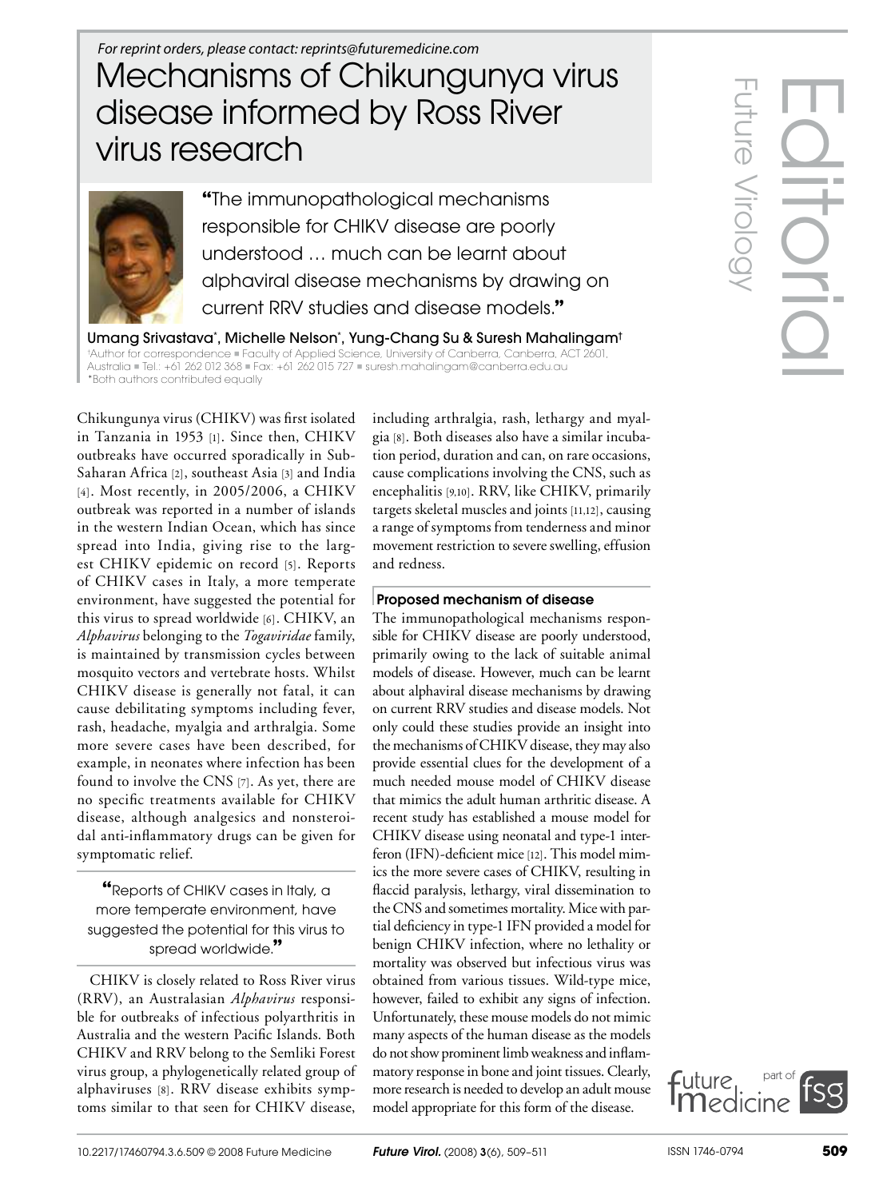For reprint orders, please contact: reprints@futuremedicine.com

# Mechanisms of Chikungunya virus disease informed by Ross River virus research

"The immunopathological mechanisms responsible for CHIKV disease are poorly understood … much can be learnt about alphaviral disease mechanisms by drawing on current RRV studies and disease models."

**Umang Srivastava*, Michelle Nelson*, Yung-Chang Su & Suresh Mahalingam†**

†Author for correspondence ▪ Faculty of Applied Science, University of Canberra, Canberra, ACT 2601, Australia ▪ Tel.: +61 262 012 368 ▪ Fax: +61 262 015 727 ▪ suresh.mahalingam@canberra.edu.au
*Both authors contributed equally

Chikungunya virus (CHIKV) was first isolated in Tanzania in 1953 [1]. Since then, CHIKV outbreaks have occurred sporadically in Sub-Saharan Africa [2], southeast Asia [3] and India [4]. Most recently, in 2005/2006, a CHIKV outbreak was reported in a number of islands in the western Indian Ocean, which has since spread into India, giving rise to the largest CHIKV epidemic on record [5]. Reports of CHIKV cases in Italy, a more temperate environment, have suggested the potential for this virus to spread worldwide [6]. CHIKV, an *Alphavirus* belonging to the *Togaviridae* family, is maintained by transmission cycles between mosquito vectors and vertebrate hosts. Whilst CHIKV disease is generally not fatal, it can cause debilitating symptoms including fever, rash, headache, myalgia and arthralgia. Some more severe cases have been described, for example, in neonates where infection has been found to involve the CNS [7]. As yet, there are no specific treatments available for CHIKV disease, although analgesics and nonsteroidal anti-inflammatory drugs can be given for symptomatic relief.

"Reports of CHIKV cases in Italy, a more temperate environment, have suggested the potential for this virus to spread worldwide."

CHIKV is closely related to Ross River virus (RRV), an Australasian *Alphavirus* responsible for outbreaks of infectious polyarthritis in Australia and the western Pacific Islands. Both CHIKV and RRV belong to the Semliki Forest virus group, a phylogenetically related group of alphaviruses [8]. RRV disease exhibits symptoms similar to that seen for CHIKV disease, including arthralgia, rash, lethargy and myalgia [8]. Both diseases also have a similar incubation period, duration and can, on rare occasions, cause complications involving the CNS, such as encephalitis [9,10]. RRV, like CHIKV, primarily targets skeletal muscles and joints [11,12], causing a range of symptoms from tenderness and minor movement restriction to severe swelling, effusion and redness.

## Proposed mechanism of disease

The immunopathological mechanisms responsible for CHIKV disease are poorly understood, primarily owing to the lack of suitable animal models of disease. However, much can be learnt about alphaviral disease mechanisms by drawing on current RRV studies and disease models. Not only could these studies provide an insight into the mechanisms of CHIKV disease, they may also provide essential clues for the development of a much needed mouse model of CHIKV disease that mimics the adult human arthritic disease. A recent study has established a mouse model for CHIKV disease using neonatal and type-1 interferon (IFN)-deficient mice [12]. This model mimics the more severe cases of CHIKV, resulting in flaccid paralysis, lethargy, viral dissemination to the CNS and sometimes mortality. Mice with partial deficiency in type-1 IFN provided a model for benign CHIKV infection, where no lethality or mortality was observed but infectious virus was obtained from various tissues. Wild-type mice, however, failed to exhibit any signs of infection. Unfortunately, these mouse models do not mimic many aspects of the human disease as the models do not show prominent limb weakness and inflammatory response in bone and joint tissues. Clearly, more research is needed to develop an adult mouse model appropriate for this form of the disease.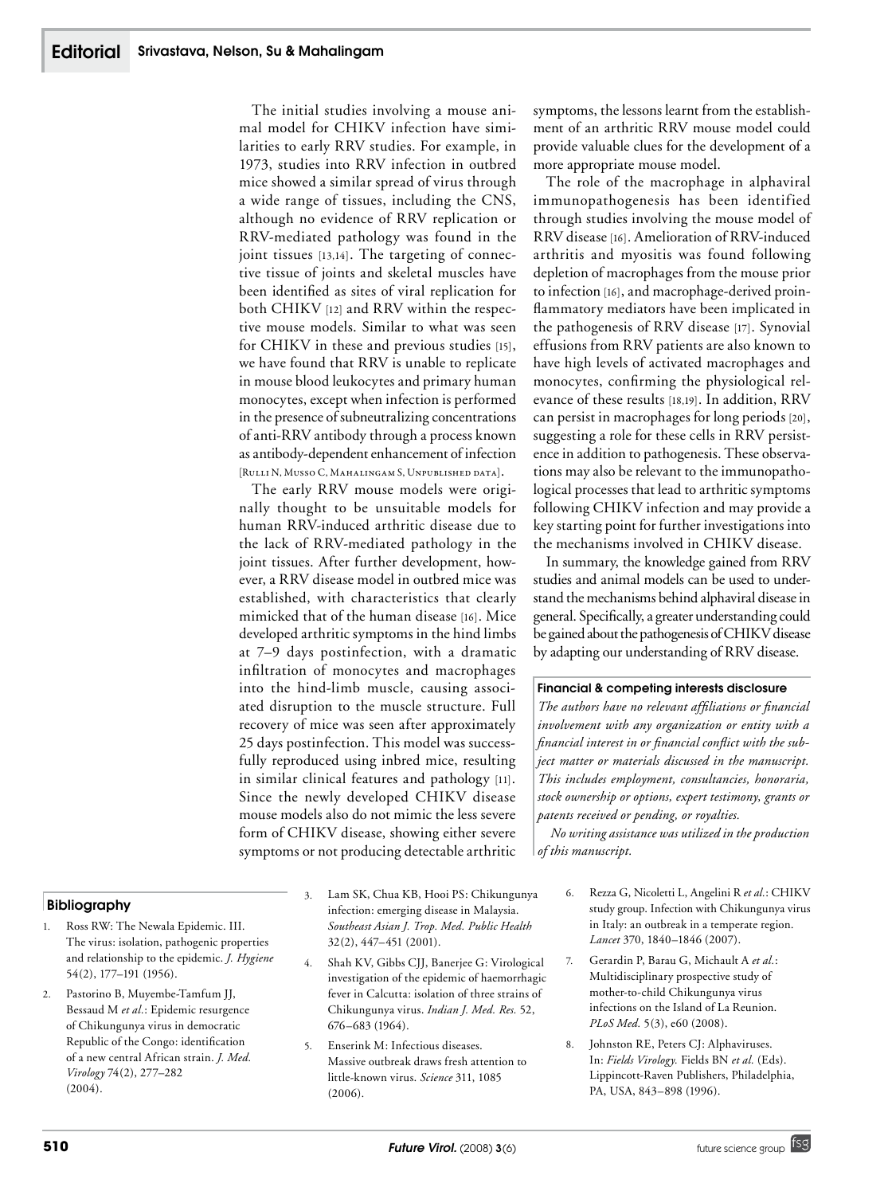The initial studies involving a mouse animal model for CHIKV infection have similarities to early RRV studies. For example, in 1973, studies into RRV infection in outbred mice showed a similar spread of virus through a wide range of tissues, including the CNS, although no evidence of RRV replication or RRV-mediated pathology was found in the joint tissues [13,14]. The targeting of connective tissue of joints and skeletal muscles have been identified as sites of viral replication for both CHIKV [12] and RRV within the respective mouse models. Similar to what was seen for CHIKV in these and previous studies [15], we have found that RRV is unable to replicate in mouse blood leukocytes and primary human monocytes, except when infection is performed in the presence of subneutralizing concentrations of anti-RRV antibody through a process known as antibody-dependent enhancement of infection [Rulli N, Musso C, Mahalingam S, Unpublished data].

The early RRV mouse models were originally thought to be unsuitable models for human RRV-induced arthritic disease due to the lack of RRV-mediated pathology in the joint tissues. After further development, however, a RRV disease model in outbred mice was established, with characteristics that clearly mimicked that of the human disease [16]. Mice developed arthritic symptoms in the hind limbs at 7–9 days postinfection, with a dramatic infiltration of monocytes and macrophages into the hind-limb muscle, causing associated disruption to the muscle structure. Full recovery of mice was seen after approximately 25 days postinfection. This model was successfully reproduced using inbred mice, resulting in similar clinical features and pathology [11]. Since the newly developed CHIKV disease mouse models also do not mimic the less severe form of CHIKV disease, showing either severe symptoms or not producing detectable arthritic symptoms, the lessons learnt from the establishment of an arthritic RRV mouse model could provide valuable clues for the development of a more appropriate mouse model.

The role of the macrophage in alphaviral immunopathogenesis has been identified through studies involving the mouse model of RRV disease [16]. Amelioration of RRV-induced arthritis and myositis was found following depletion of macrophages from the mouse prior to infection [16], and macrophage-derived proinflammatory mediators have been implicated in the pathogenesis of RRV disease [17]. Synovial effusions from RRV patients are also known to have high levels of activated macrophages and monocytes, confirming the physiological relevance of these results [18,19]. In addition, RRV can persist in macrophages for long periods [20], suggesting a role for these cells in RRV persistence in addition to pathogenesis. These observations may also be relevant to the immunopathological processes that lead to arthritic symptoms following CHIKV infection and may provide a key starting point for further investigations into the mechanisms involved in CHIKV disease.

In summary, the knowledge gained from RRV studies and animal models can be used to understand the mechanisms behind alphaviral disease in general. Specifically, a greater understanding could be gained about the pathogenesis of CHIKV disease by adapting our understanding of RRV disease.

#### Financial & competing interests disclosure

*The authors have no relevant affiliations or financial involvement with any organization or entity with a financial interest in or financial conflict with the subject matter or materials discussed in the manuscript. This includes employment, consultancies, honoraria, stock ownership or options, expert testimony, grants or patents received or pending, or royalties.*

*No writing assistance was utilized in the production of this manuscript.*

## Bibliography

1. Ross RW: The Newala Epidemic. III. The virus: isolation, pathogenic properties and relationship to the epidemic. *J. Hygiene* 54(2), 177–191 (1956).
2. Pastorino B, Muyembe-Tamfum JJ, Bessaud M *et al.*: Epidemic resurgence of Chikungunya virus in democratic Republic of the Congo: identification of a new central African strain. *J. Med. Virology* 74(2), 277–282 (2004).
3. Lam SK, Chua KB, Hooi PS: Chikungunya infection: emerging disease in Malaysia. *Southeast Asian J. Trop. Med. Public Health* 32(2), 447–451 (2001).
4. Shah KV, Gibbs CJJ, Banerjee G: Virological investigation of the epidemic of haemorrhagic fever in Calcutta: isolation of three strains of Chikungunya virus. *Indian J. Med. Res.* 52, 676–683 (1964).
5. Enserink M: Infectious diseases. Massive outbreak draws fresh attention to little-known virus. *Science* 311, 1085 (2006).
6. Rezza G, Nicoletti L, Angelini R *et al.*: CHIKV study group. Infection with Chikungunya virus in Italy: an outbreak in a temperate region. *Lancet* 370, 1840–1846 (2007).
7. Gerardin P, Barau G, Michault A *et al.*: Multidisciplinary prospective study of mother-to-child Chikungunya virus infections on the Island of La Reunion. *PLoS Med.* 5(3), e60 (2008).
8. Johnston RE, Peters CJ: Alphaviruses. In: *Fields Virology.* Fields BN *et al.* (Eds). Lippincott-Raven Publishers, Philadelphia, PA, USA, 843–898 (1996).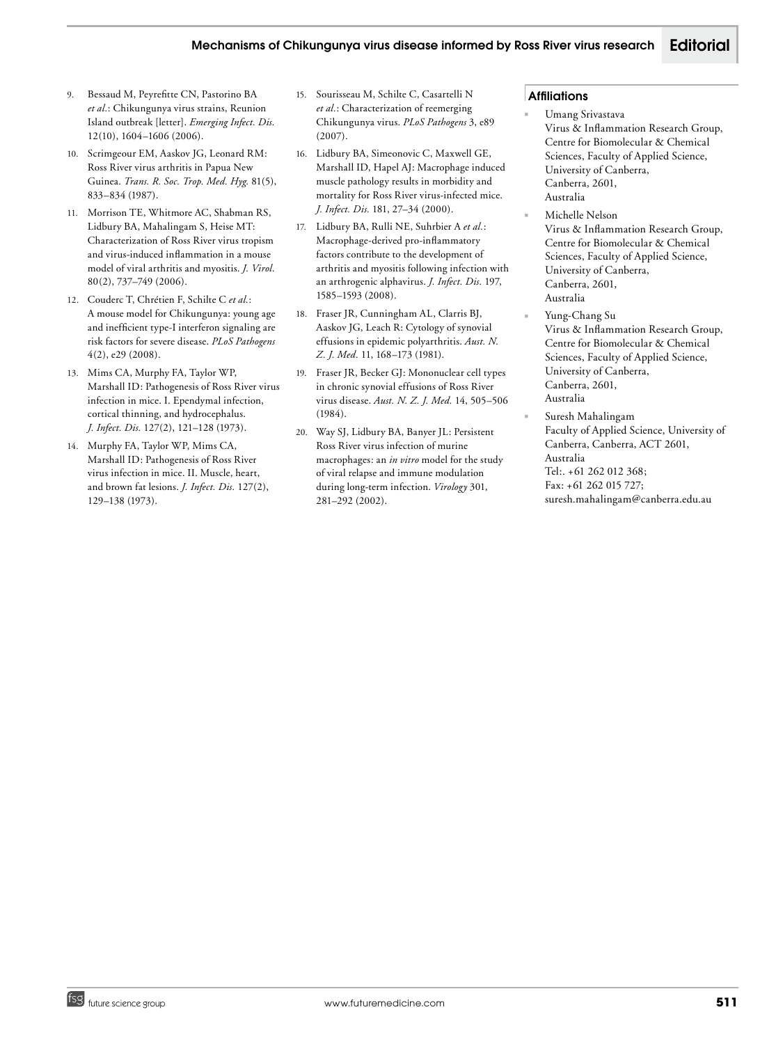9. Bessaud M, Peyrefitte CN, Pastorino BA *et al.*: Chikungunya virus strains, Reunion Island outbreak [letter]. *Emerging Infect. Dis.* 12(10), 1604–1606 (2006).
10. Scrimgeour EM, Aaskov JG, Leonard RM: Ross River virus arthritis in Papua New Guinea. *Trans. R. Soc. Trop. Med. Hyg.* 81(5), 833–834 (1987).
11. Morrison TE, Whitmore AC, Shabman RS, Lidbury BA, Mahalingam S, Heise MT: Characterization of Ross River virus tropism and virus-induced inflammation in a mouse model of viral arthritis and myositis. *J. Virol.* 80(2), 737–749 (2006).
12. Couderc T, Chrétien F, Schilte C *et al.*: A mouse model for Chikungunya: young age and inefficient type-I interferon signaling are risk factors for severe disease. *PLoS Pathogens* 4(2), e29 (2008).
13. Mims CA, Murphy FA, Taylor WP, Marshall ID: Pathogenesis of Ross River virus infection in mice. I. Ependymal infection, cortical thinning, and hydrocephalus. *J. Infect. Dis.* 127(2), 121–128 (1973).
14. Murphy FA, Taylor WP, Mims CA, Marshall ID: Pathogenesis of Ross River virus infection in mice. II. Muscle, heart, and brown fat lesions. *J. Infect. Dis.* 127(2), 129–138 (1973).
15. Sourisseau M, Schilte C, Casartelli N *et al.*: Characterization of reemerging Chikungunya virus. *PLoS Pathogens* 3, e89 (2007).
16. Lidbury BA, Simeonovic C, Maxwell GE, Marshall ID, Hapel AJ: Macrophage induced muscle pathology results in morbidity and mortality for Ross River virus-infected mice. *J. Infect. Dis.* 181, 27–34 (2000).
17. Lidbury BA, Rulli NE, Suhrbier A *et al.*: Macrophage-derived pro-inflammatory factors contribute to the development of arthritis and myositis following infection with an arthrogenic alphavirus. *J. Infect. Dis.* 197, 1585–1593 (2008).
18. Fraser JR, Cunningham AL, Clarris BJ, Aaskov JG, Leach R: Cytology of synovial effusions in epidemic polyarthritis. *Aust. N. Z. J. Med.* 11, 168–173 (1981).
19. Fraser JR, Becker GJ: Mononuclear cell types in chronic synovial effusions of Ross River virus disease. *Aust. N. Z. J. Med.* 14, 505–506 (1984).
20. Way SJ, Lidbury BA, Banyer JL: Persistent Ross River virus infection of murine macrophages: an *in vitro* model for the study of viral relapse and immune modulation during long-term infection. *Virology* 301, 281–292 (2002).

## Affiliations

- Umang Srivastava
  Virus & Inflammation Research Group, Centre for Biomolecular & Chemical Sciences, Faculty of Applied Science, University of Canberra, Canberra, 2601, Australia
- Michelle Nelson
  Virus & Inflammation Research Group, Centre for Biomolecular & Chemical Sciences, Faculty of Applied Science, University of Canberra, Canberra, 2601, Australia
- Yung-Chang Su
  Virus & Inflammation Research Group, Centre for Biomolecular & Chemical Sciences, Faculty of Applied Science, University of Canberra, Canberra, 2601, Australia
- Suresh Mahalingam
  Faculty of Applied Science, University of Canberra, Canberra, ACT 2601, Australia
  Tel:. +61 262 012 368;
  Fax: +61 262 015 727;
  suresh.mahalingam@canberra.edu.au